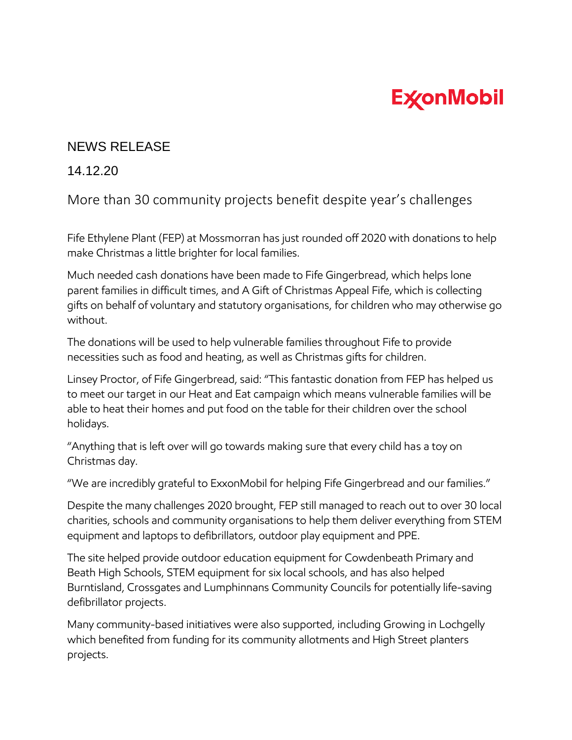ExxonMobil

NEWS RELEASE

14.12.20

# More than 30 community projects benefit despite year's challenges

Fife Ethylene Plant (FEP) at Mossmorran has just rounded off 2020 with donations to help make Christmas a little brighter for local families.

Much needed cash donations have been made to Fife Gingerbread, which helps lone parent families in difficult times, and A Gift of Christmas Appeal Fife, which is collecting gifts on behalf of voluntary and statutory organisations, for children who may otherwise go without.

The donations will be used to help vulnerable families throughout Fife to provide necessities such as food and heating, as well as Christmas gifts for children.

Linsey Proctor, of Fife Gingerbread, said: "This fantastic donation from FEP has helped us to meet our target in our Heat and Eat campaign which means vulnerable families will be able to heat their homes and put food on the table for their children over the school holidays.

"Anything that is left over will go towards making sure that every child has a toy on Christmas day.

"We are incredibly grateful to ExxonMobil for helping Fife Gingerbread and our families."

Despite the many challenges 2020 brought, FEP still managed to reach out to over 30 local charities, schools and community organisations to help them deliver everything from STEM equipment and laptops to defibrillators, outdoor play equipment and PPE.

The site helped provide outdoor education equipment for Cowdenbeath Primary and Beath High Schools, STEM equipment for six local schools, and has also helped Burntisland, Crossgates and Lumphinnans Community Councils for potentially life-saving defibrillator projects.

Many community-based initiatives were also supported, including Growing in Lochgelly which benefited from funding for its community allotments and High Street planters projects.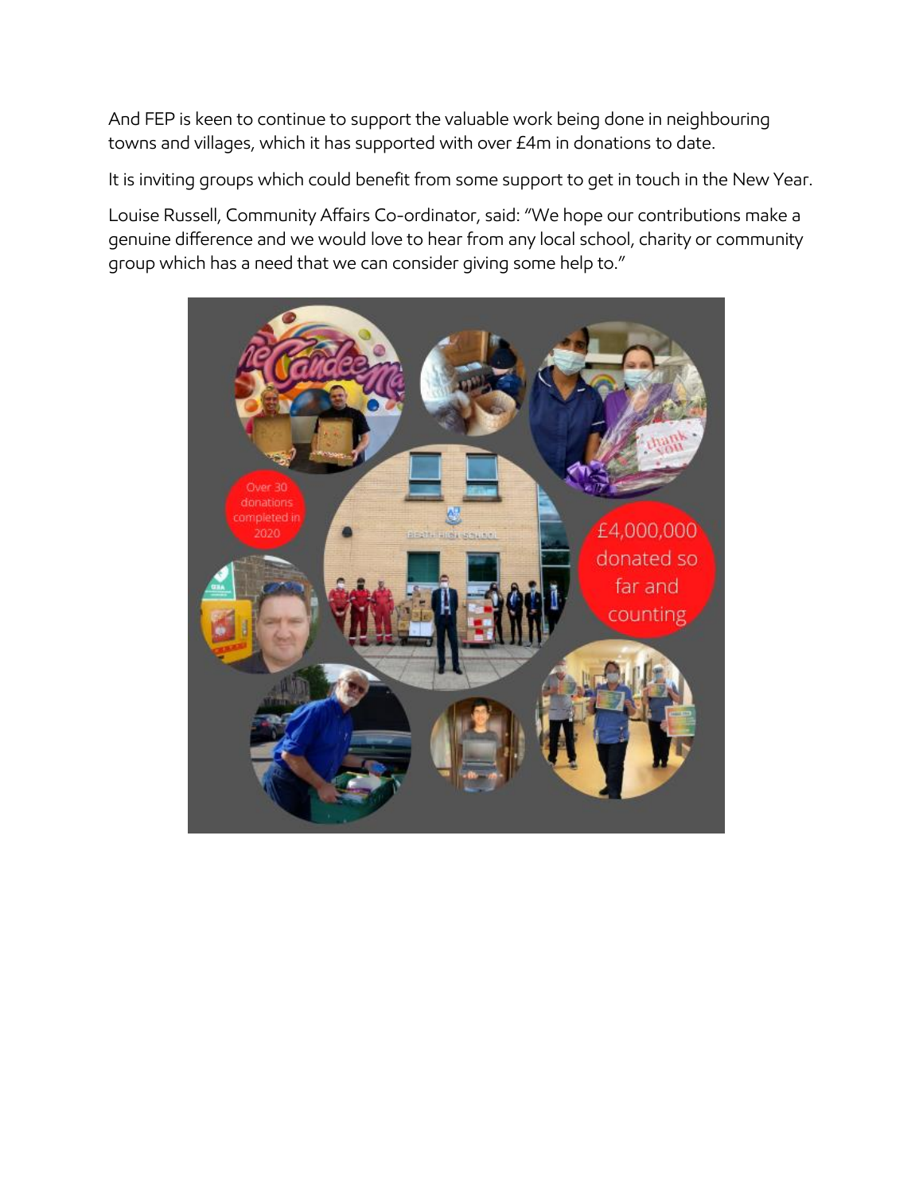And FEP is keen to continue to support the valuable work being done in neighbouring towns and villages, which it has supported with over £4m in donations to date.

It is inviting groups which could benefit from some support to get in touch in the New Year.

Louise Russell, Community Affairs Co-ordinator, said: "We hope our contributions make a genuine difference and we would love to hear from any local school, charity or community group which has a need that we can consider giving some help to."